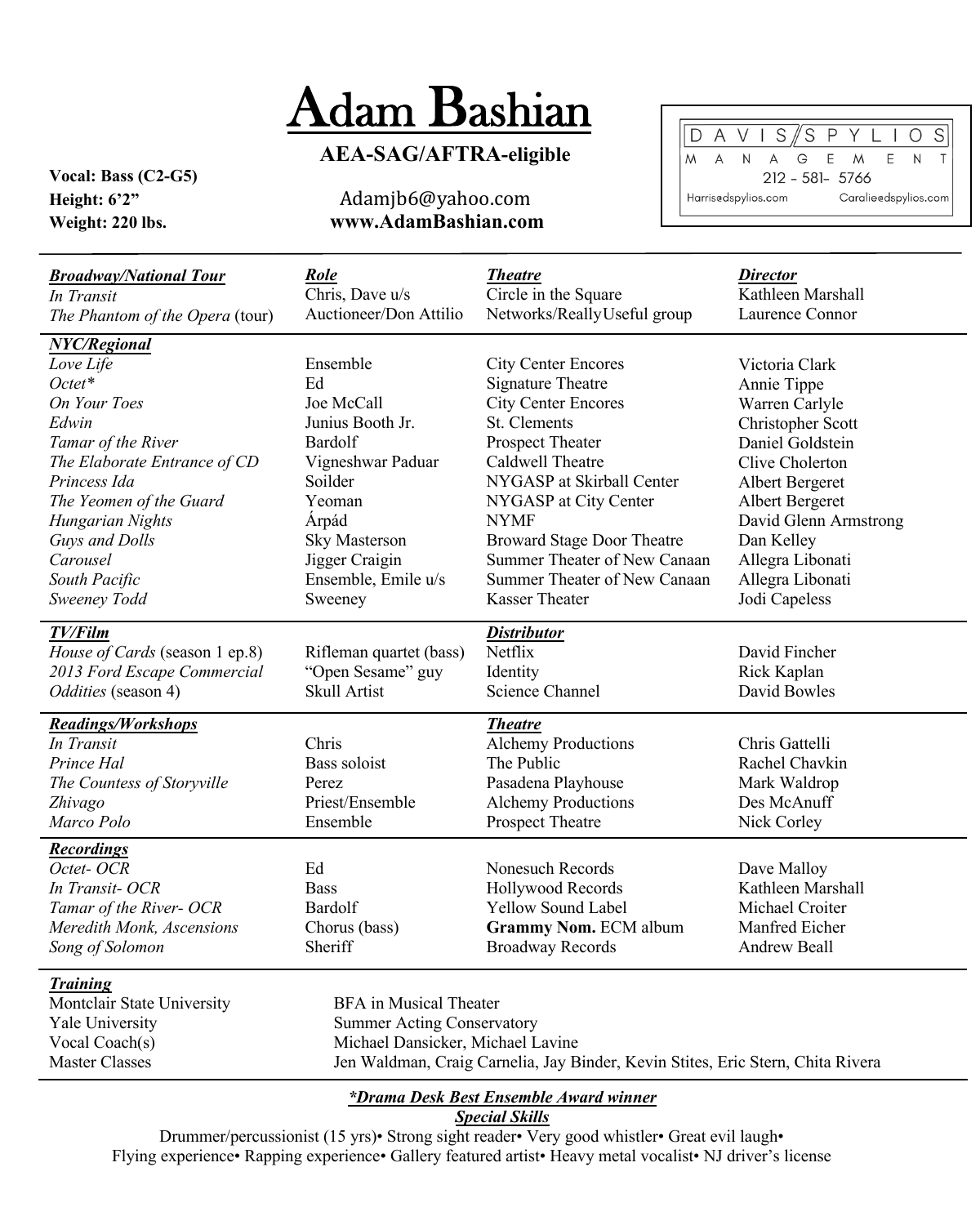# Adam Bashian

**AEA-SAG/AFTRA-eligible**

**Vocal: Bass (C2-G5)**
**Height: 6'2"**
**Weight: 220 lbs.**

Adamjb6@yahoo.com
**www.AdamBashian.com**

DAVIS/SPYLIOS MANAGEMENT
212 - 581- 5766
Harrisedspylios.com Caralieedspylios.com

| ***Broadway/National Tour*** | ***Role*** | ***Theatre*** | ***Director*** |
|---|---|---|---|
| *In Transit* | Chris, Dave u/s | Circle in the Square | Kathleen Marshall |
| *The Phantom of the Opera* (tour) | Auctioneer/Don Attilio | Networks/ReallyUseful group | Laurence Connor |
| ***NYC/Regional*** | | | |
| *Love Life* | Ensemble | City Center Encores | Victoria Clark |
| *Octet\** | Ed | Signature Theatre | Annie Tippe |
| *On Your Toes* | Joe McCall | City Center Encores | Warren Carlyle |
| *Edwin* | Junius Booth Jr. | St. Clements | Christopher Scott |
| *Tamar of the River* | Bardolf | Prospect Theater | Daniel Goldstein |
| *The Elaborate Entrance of CD* | Vigneshwar Paduar | Caldwell Theatre | Clive Cholerton |
| *Princess Ida* | Soilder | NYGASP at Skirball Center | Albert Bergeret |
| *The Yeomen of the Guard* | Yeoman | NYGASP at City Center | Albert Bergeret |
| *Hungarian Nights* | Árpád | NYMF | David Glenn Armstrong |
| *Guys and Dolls* | Sky Masterson | Broward Stage Door Theatre | Dan Kelley |
| *Carousel* | Jigger Craigin | Summer Theater of New Canaan | Allegra Libonati |
| *South Pacific* | Ensemble, Emile u/s | Summer Theater of New Canaan | Allegra Libonati |
| *Sweeney Todd* | Sweeney | Kasser Theater | Jodi Capeless |
| ***TV/Film*** | | ***Distributor*** | |
| *House of Cards* (season 1 ep.8) | Rifleman quartet (bass) | Netflix | David Fincher |
| *2013 Ford Escape Commercial* | "Open Sesame" guy | Identity | Rick Kaplan |
| *Oddities* (season 4) | Skull Artist | Science Channel | David Bowles |
| ***Readings/Workshops*** | | ***Theatre*** | |
| *In Transit* | Chris | Alchemy Productions | Chris Gattelli |
| *Prince Hal* | Bass soloist | The Public | Rachel Chavkin |
| *The Countess of Storyville* | Perez | Pasadena Playhouse | Mark Waldrop |
| *Zhivago* | Priest/Ensemble | Alchemy Productions | Des McAnuff |
| *Marco Polo* | Ensemble | Prospect Theatre | Nick Corley |
| ***Recordings*** | | | |
| *Octet- OCR* | Ed | Nonesuch Records | Dave Malloy |
| *In Transit- OCR* | Bass | Hollywood Records | Kathleen Marshall |
| *Tamar of the River- OCR* | Bardolf | Yellow Sound Label | Michael Croiter |
| *Meredith Monk, Ascensions* | Chorus (bass) | **Grammy Nom.** ECM album | Manfred Eicher |
| *Song of Solomon* | Sheriff | Broadway Records | Andrew Beall |

***Training***

| | |
|---|---|
| Montclair State University | BFA in Musical Theater |
| Yale University | Summer Acting Conservatory |
| Vocal Coach(s) | Michael Dansicker, Michael Lavine |
| Master Classes | Jen Waldman, Craig Carnelia, Jay Binder, Kevin Stites, Eric Stern, Chita Rivera |

***\*Drama Desk Best Ensemble Award winner***

***Special Skills***

Drummer/percussionist (15 yrs)• Strong sight reader• Very good whistler• Great evil laugh• Flying experience• Rapping experience• Gallery featured artist• Heavy metal vocalist• NJ driver's license